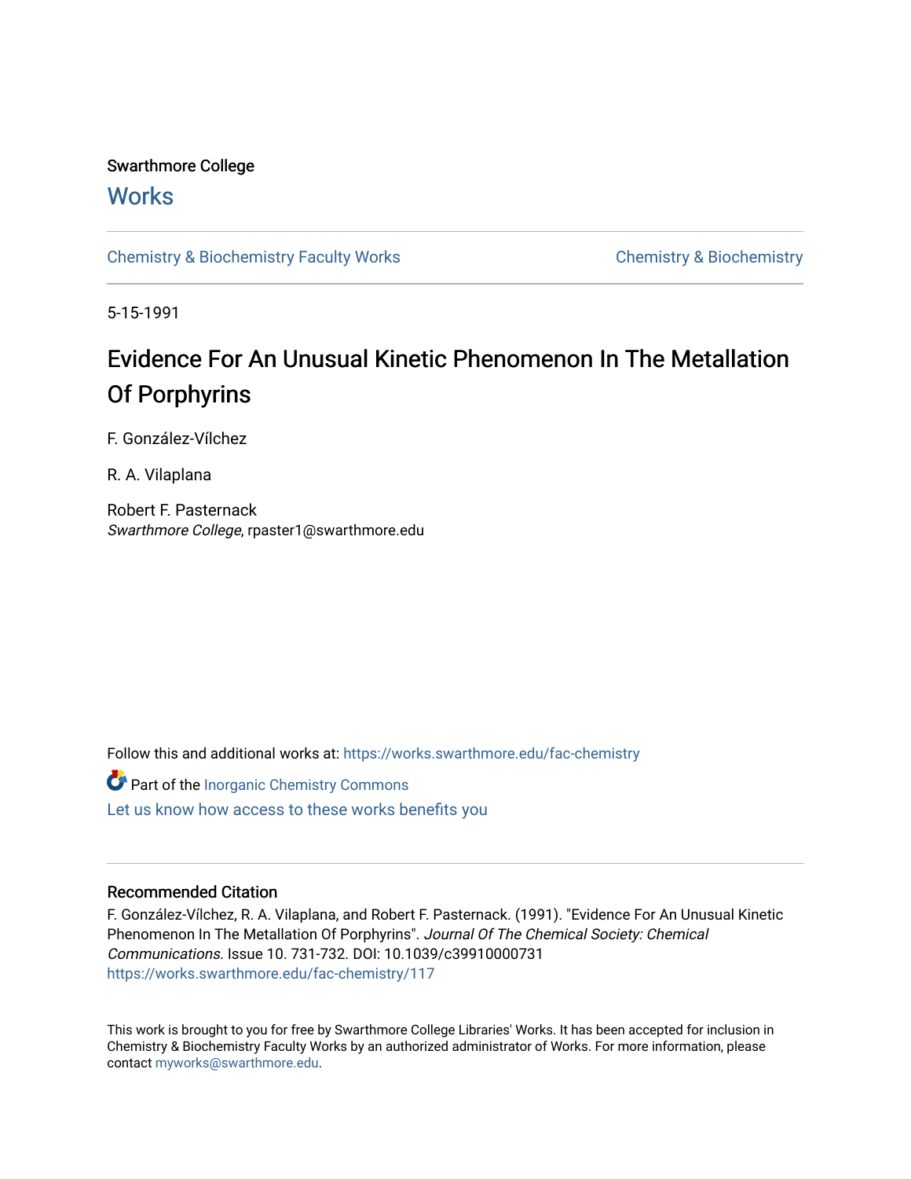Swarthmore College

# Works

Chemistry & Biochemistry Faculty Works

Chemistry & Biochemistry

5-15-1991

# Evidence For An Unusual Kinetic Phenomenon In The Metallation Of Porphyrins

F. González-Vílchez

R. A. Vilaplana

Robert F. Pasternack
*Swarthmore College*, rpaster1@swarthmore.edu

Follow this and additional works at: https://works.swarthmore.edu/fac-chemistry

Part of the Inorganic Chemistry Commons

Let us know how access to these works benefits you

## Recommended Citation

F. González-Vílchez, R. A. Vilaplana, and Robert F. Pasternack. (1991). "Evidence For An Unusual Kinetic Phenomenon In The Metallation Of Porphyrins". *Journal Of The Chemical Society: Chemical Communications*. Issue 10. 731-732. DOI: 10.1039/c39910000731
https://works.swarthmore.edu/fac-chemistry/117

This work is brought to you for free by Swarthmore College Libraries' Works. It has been accepted for inclusion in Chemistry & Biochemistry Faculty Works by an authorized administrator of Works. For more information, please contact myworks@swarthmore.edu.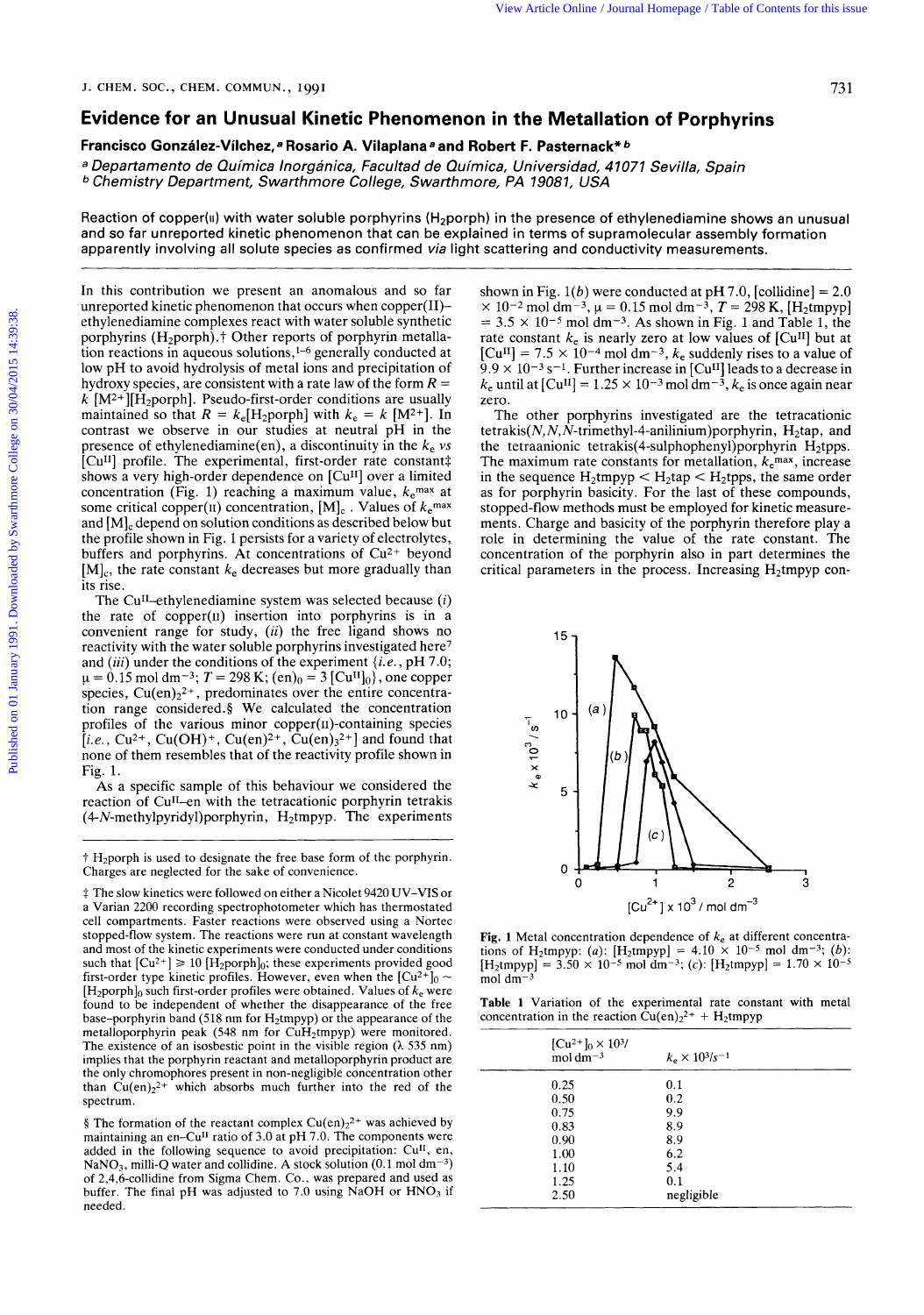# Evidence for an Unusual Kinetic Phenomenon in the Metallation of Porphyrins

**Francisco González-Vílchez,[a] Rosario A. Vilaplana[a] and Robert F. Pasternack*[b]**

[a] *Departamento de Química Inorgánica, Facultad de Química, Universidad, 41071 Sevilla, Spain*
[b] *Chemistry Department, Swarthmore College, Swarthmore, PA 19081, USA*

Reaction of copper(II) with water soluble porphyrins ($H_2porph$) in the presence of ethylenediamine shows an unusual and so far unreported kinetic phenomenon that can be explained in terms of supramolecular assembly formation apparently involving all solute species as confirmed *via* light scattering and conductivity measurements.

In this contribution we present an anomalous and so far unreported kinetic phenomenon that occurs when copper(II)–ethylenediamine complexes react with water soluble synthetic porphyrins ($H_2porph$).† Other reports of porphyrin metallation reactions in aqueous solutions,[1–6] generally conducted at low pH to avoid hydrolysis of metal ions and precipitation of hydroxy species, are consistent with a rate law of the form $R = k[M^{2+}][H_2porph]$. Pseudo-first-order conditions are usually maintained so that $R = k_e[H_2porph]$ with $k_e = k[M^{2+}]$. In contrast we observe in our studies at neutral pH in the presence of ethylenediamine(en), a discontinuity in the $k_e$ *vs* $[Cu^{II}]$ profile. The experimental, first-order rate constant‡ shows a very high-order dependence on $[Cu^{II}]$ over a limited concentration (Fig. 1) reaching a maximum value, $k_e^{max}$ at some critical copper(II) concentration, $[M]_c$. Values of $k_e^{max}$ and $[M]_c$ depend on solution conditions as described below but the profile shown in Fig. 1 persists for a variety of electrolytes, buffers and porphyrins. At concentrations of $Cu^{2+}$ beyond $[M]_c$, the rate constant $k_e$ decreases but more gradually than its rise.

The $Cu^{II}$–ethylenediamine system was selected because (*i*) the rate of copper(II) insertion into porphyrins is in a convenient range for study, (*ii*) the free ligand shows no reactivity with the water soluble porphyrins investigated here[7] and (*iii*) under the conditions of the experiment {*i.e.*, pH 7.0; $\mu = 0.15$ mol dm$^{-3}$; $T = 298$ K; $(en)_0 = 3[Cu^{II}]_0$}, one copper species, $Cu(en)_2^{2+}$, predominates over the entire concentration range considered.§ We calculated the concentration profiles of the various minor copper(II)-containing species [*i.e.*, $Cu^{2+}$, $Cu(OH)^+$, $Cu(en)^{2+}$, $Cu(en)_3^{2+}$] and found that none of them resembles the reactivity profile shown in Fig. 1.

As a specific sample of this behaviour we considered the reaction of $Cu^{II}$–en with the tetracationic porphyrin tetrakis(4-*N*-methylpyridyl)porphyrin, $H_2tmpyp$. The experiments shown in Fig. 1(*b*) were conducted at pH 7.0, [collidine] $= 2.0 \times 10^{-2}$ mol dm$^{-3}$, $\mu = 0.15$ mol dm$^{-3}$, $T = 298$ K, $[H_2tmpyp] = 3.5 \times 10^{-5}$ mol dm$^{-3}$. As shown in Fig. 1 and Table 1, the rate constant $k_e$ is nearly zero at low values of $[Cu^{II}]$ but at $[Cu^{II}] = 7.5 \times 10^{-4}$ mol dm$^{-3}$, $k_e$ suddenly rises to a value of $9.9 \times 10^{-3}$ s$^{-1}$. Further increase in $[Cu^{II}]$ leads to a decrease in $k_e$ until at $[Cu^{II}] = 1.25 \times 10^{-3}$ mol dm$^{-3}$, $k_e$ is once again near zero.

The other porphyrins investigated are the tetracationic tetrakis(*N,N,N*-trimethyl-4-anilinium)porphyrin, $H_2tap$, and the tetraanionic tetrakis(4-sulphophenyl)porphyrin $H_2tpps$. The maximum rate constants for metallation, $k_e^{max}$, increase in the sequence $H_2tmpyp < H_2tap < H_2tpps$, the same order as for porphyrin basicity. For the last of these compounds, stopped-flow methods must be employed for kinetic measurements. Charge and basicity of the porphyrin therefore play a role in determining the value of the rate constant. The concentration of the porphyrin also in part determines the critical parameters in the process. Increasing $H_2tmpyp$ con-

**Fig. 1** Metal concentration dependence of $k_e$ at different concentrations of $H_2tmpyp$: (*a*): $[H_2tmpyp] = 4.10 \times 10^{-5}$ mol dm$^{-3}$; (*b*): $[H_2tmpyp] = 3.50 \times 10^{-5}$ mol dm$^{-3}$; (*c*): $[H_2tmpyp] = 1.70 \times 10^{-5}$ mol dm$^{-3}$

**Table 1** Variation of the experimental rate constant with metal concentration in the reaction $Cu(en)_2^{2+} + H_2tmpyp$

| $[Cu^{2+}]_0 \times 10^3$/ mol dm$^{-3}$ | $k_e \times 10^3$/s$^{-1}$ |
|---|---|
| 0.25 | 0.1 |
| 0.50 | 0.2 |
| 0.75 | 9.9 |
| 0.83 | 8.9 |
| 0.90 | 8.9 |
| 1.00 | 6.2 |
| 1.10 | 5.4 |
| 1.25 | 0.1 |
| 2.50 | negligible |

† $H_2porph$ is used to designate the free base form of the porphyrin. Charges are neglected for the sake of convenience.

‡ The slow kinetics were followed on either a Nicolet 9420 UV–VIS or a Varian 2200 recording spectrophotometer which has thermostated cell compartments. Faster reactions were observed using a Nortec stopped-flow system. The reactions were run at constant wavelength and most of the kinetic experiments were conducted under conditions such that $[Cu^{2+}] \geq 10\,[H_2porph]_0$; these experiments provided good first-order type kinetic profiles. However, even when the $[Cu^{2+}]_0 \sim [H_2porph]_0$ such first-order profiles were obtained. Values of $k_e$ were found to be independent of whether the disappearance of the free base–porphyrin band (518 nm for $H_2tmpyp$) or the appearance of the metalloporphyrin peak (548 nm for $CuH_2tmpyp$) were monitored. The existence of an isosbestic point in the visible region (λ 535 nm) implies that the porphyrin reactant and metalloporphyrin product are the only chromophores present in non-negligible concentration other than $Cu(en)_2^{2+}$ which absorbs much further into the red of the spectrum.

§ The formation of the reactant complex $Cu(en)_2^{2+}$ was achieved by maintaining an en–$Cu^{II}$ ratio of 3.0 at pH 7.0. The components were added in the following sequence to avoid precipitation: $Cu^{II}$, en, $NaNO_3$, milli-Q water and collidine. A stock solution (0.1 mol dm$^{-3}$) of 2,4,6-collidine from Sigma Chem. Co., was prepared and used as buffer. The final pH was adjusted to 7.0 using NaOH or $HNO_3$ if needed.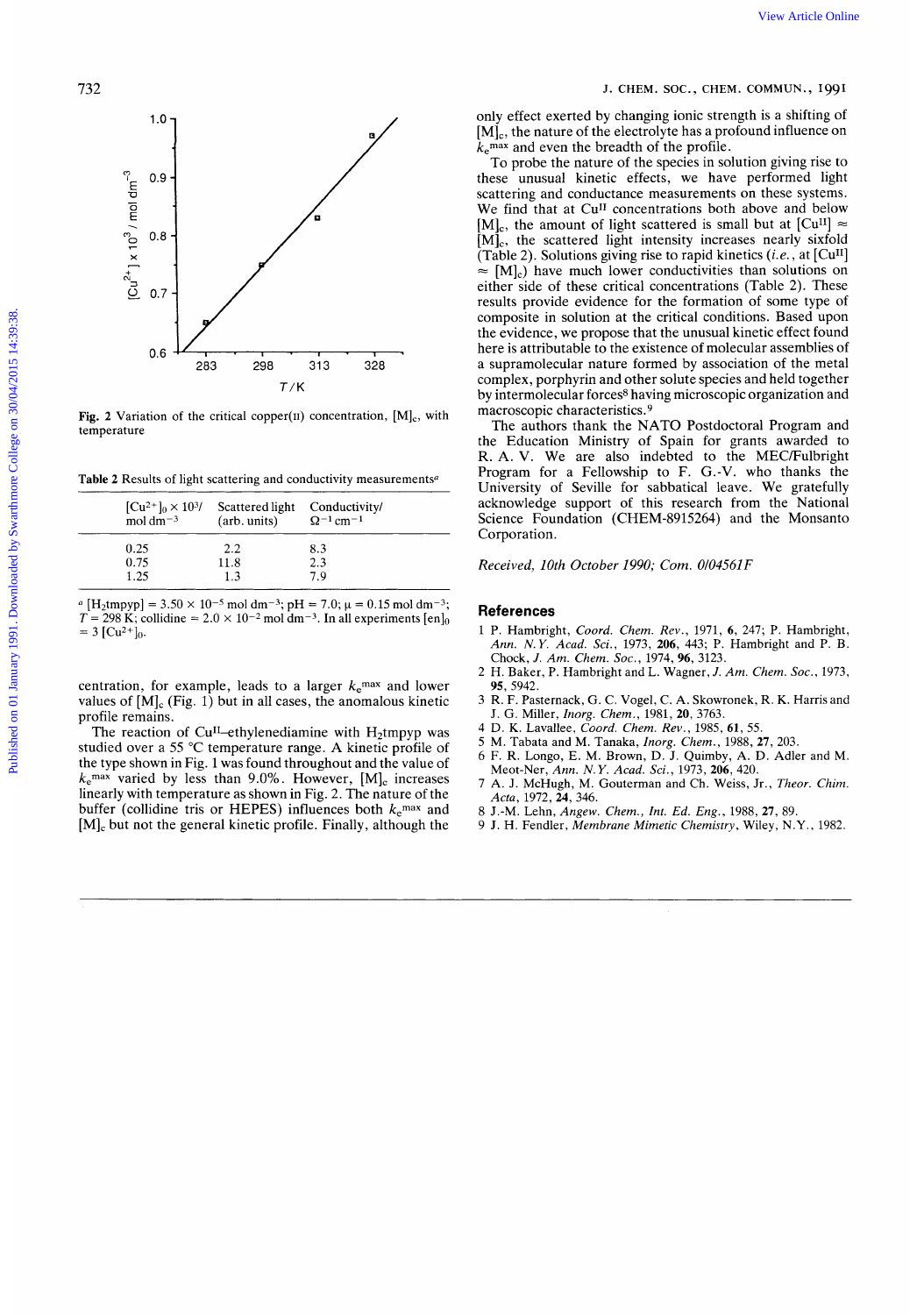1.0

0.9

0.8

0.7

0.6

$[Cu^{2+}] \times 10^3$ / mol dm$^{-3}$

283 298 313 328

$T$/K

**Fig. 2** Variation of the critical copper(II) concentration, $[M]_c$, with temperature

**Table 2** Results of light scattering and conductivity measurements[a]

| $[Cu^{2+}]_0 \times 10^3$/ mol dm$^{-3}$ | Scattered light (arb. units) | Conductivity/ $\Omega^{-1}$ cm$^{-1}$ |
|---|---|---|
| 0.25 | 2.2 | 8.3 |
| 0.75 | 11.8 | 2.3 |
| 1.25 | 1.3 | 7.9 |

[a] $[H_2tmpyp] = 3.50 \times 10^{-5}$ mol dm$^{-3}$; pH = 7.0; $\mu$ = 0.15 mol dm$^{-3}$; $T$ = 298 K; collidine = $2.0 \times 10^{-2}$ mol dm$^{-3}$. In all experiments $[en]_0$ = 3 $[Cu^{2+}]_0$.

centration, for example, leads to a larger $k_e^{max}$ and lower values of $[M]_c$ (Fig. 1) but in all cases, the anomalous kinetic profile remains.

The reaction of Cu$^{II}$–ethylenediamine with $H_2tmpyp$ was studied over a 55 °C temperature range. A kinetic profile of the type shown in Fig. 1 was found throughout and the value of $k_e^{max}$ varied by less than 9.0%. However, $[M]_c$ increases linearly with temperature as shown in Fig. 2. The nature of the buffer (collidine tris or HEPES) influences both $k_e^{max}$ and $[M]_c$ but not the general kinetic profile. Finally, although the only effect exerted by changing ionic strength is a shifting of $[M]_c$, the nature of the electrolyte has a profound influence on $k_e^{max}$ and even the breadth of the profile.

To probe the nature of the species in solution giving rise to these unusual kinetic effects, we have performed light scattering and conductance measurements on these systems. We find that at Cu$^{II}$ concentrations both above and below $[M]_c$, the amount of light scattered is small but at $[Cu^{II}] \approx [M]_c$, the scattered light intensity increases nearly sixfold (Table 2). Solutions giving rise to rapid kinetics (*i.e.*, at $[Cu^{II}] \approx [M]_c$) have much lower conductivities than solutions on either side of these critical concentrations (Table 2). These results provide evidence for the formation of some type of composite in solution at the critical conditions. Based upon the evidence, we propose that the unusual kinetic effect found here is attributable to the existence of molecular assemblies of a supramolecular nature formed by association of the metal complex, porphyrin and other solute species and held together by intermolecular forces[8] having microscopic organization and macroscopic characteristics.[9]

The authors thank the NATO Postdoctoral Program and the Education Ministry of Spain for grants awarded to R. A. V. We are also indebted to the MEC/Fulbright Program for a Fellowship to F. G.-V. who thanks the University of Seville for sabbatical leave. We gratefully acknowledge support of this research from the National Science Foundation (CHEM-8915264) and the Monsanto Corporation.

*Received, 10th October 1990; Com. 0/04561F*

## References

1 P. Hambright, *Coord. Chem. Rev.*, 1971, **6**, 247; P. Hambright, *Ann. N.Y. Acad. Sci.*, 1973, **206**, 443; P. Hambright and P. B. Chock, *J. Am. Chem. Soc.*, 1974, **96**, 3123.
2 H. Baker, P. Hambright and L. Wagner, *J. Am. Chem. Soc.*, 1973, **95**, 5942.
3 R. F. Pasternack, G. C. Vogel, C. A. Skowronek, R. K. Harris and J. G. Miller, *Inorg. Chem.*, 1981, **20**, 3763.
4 D. K. Lavallee, *Coord. Chem. Rev.*, 1985, **61**, 55.
5 M. Tabata and M. Tanaka, *Inorg. Chem.*, 1988, **27**, 203.
6 F. R. Longo, E. M. Brown, D. J. Quimby, A. D. Adler and M. Meot-Ner, *Ann. N.Y. Acad. Sci.*, 1973, **206**, 420.
7 A. J. McHugh, M. Gouterman and Ch. Weiss, Jr., *Theor. Chim. Acta*, 1972, **24**, 346.
8 J.-M. Lehn, *Angew. Chem., Int. Ed. Eng.*, 1988, **27**, 89.
9 J. H. Fendler, *Membrane Mimetic Chemistry*, Wiley, N.Y., 1982.